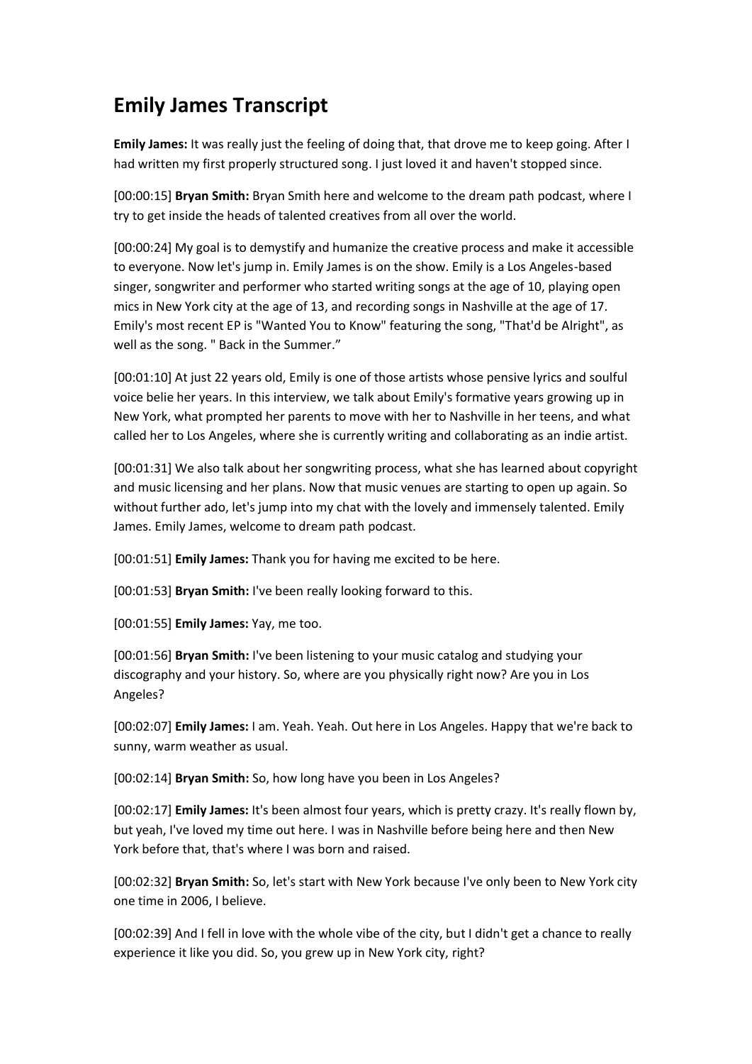# Emily James Transcript

**Emily James:** It was really just the feeling of doing that, that drove me to keep going. After I had written my first properly structured song. I just loved it and haven't stopped since.

[00:00:15] **Bryan Smith:** Bryan Smith here and welcome to the dream path podcast, where I try to get inside the heads of talented creatives from all over the world.

[00:00:24] My goal is to demystify and humanize the creative process and make it accessible to everyone. Now let's jump in. Emily James is on the show. Emily is a Los Angeles-based singer, songwriter and performer who started writing songs at the age of 10, playing open mics in New York city at the age of 13, and recording songs in Nashville at the age of 17. Emily's most recent EP is "Wanted You to Know" featuring the song, "That'd be Alright", as well as the song. " Back in the Summer."

[00:01:10] At just 22 years old, Emily is one of those artists whose pensive lyrics and soulful voice belie her years. In this interview, we talk about Emily's formative years growing up in New York, what prompted her parents to move with her to Nashville in her teens, and what called her to Los Angeles, where she is currently writing and collaborating as an indie artist.

[00:01:31] We also talk about her songwriting process, what she has learned about copyright and music licensing and her plans. Now that music venues are starting to open up again. So without further ado, let's jump into my chat with the lovely and immensely talented. Emily James. Emily James, welcome to dream path podcast.

[00:01:51] **Emily James:** Thank you for having me excited to be here.

[00:01:53] **Bryan Smith:** I've been really looking forward to this.

[00:01:55] **Emily James:** Yay, me too.

[00:01:56] **Bryan Smith:** I've been listening to your music catalog and studying your discography and your history. So, where are you physically right now? Are you in Los Angeles?

[00:02:07] **Emily James:** I am. Yeah. Yeah. Out here in Los Angeles. Happy that we're back to sunny, warm weather as usual.

[00:02:14] **Bryan Smith:** So, how long have you been in Los Angeles?

[00:02:17] **Emily James:** It's been almost four years, which is pretty crazy. It's really flown by, but yeah, I've loved my time out here. I was in Nashville before being here and then New York before that, that's where I was born and raised.

[00:02:32] **Bryan Smith:** So, let's start with New York because I've only been to New York city one time in 2006, I believe.

[00:02:39] And I fell in love with the whole vibe of the city, but I didn't get a chance to really experience it like you did. So, you grew up in New York city, right?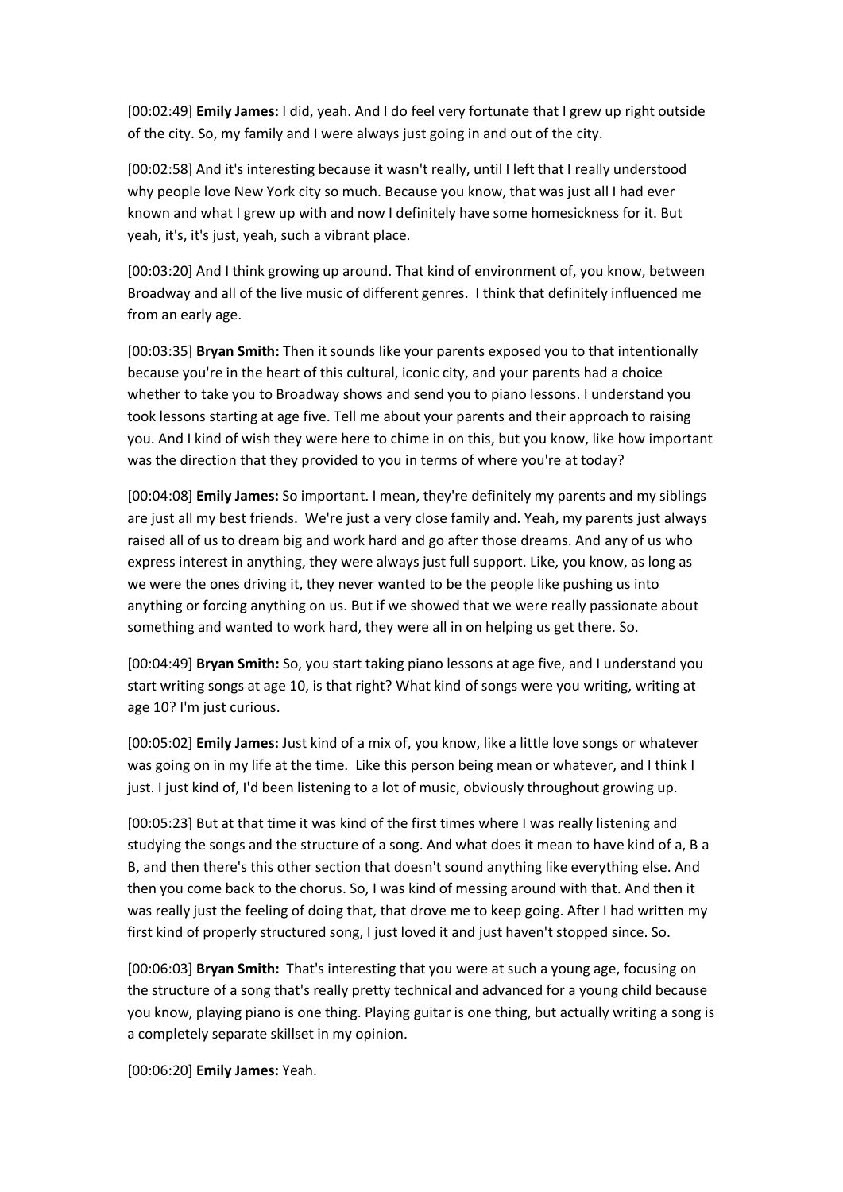[00:02:49] **Emily James:** I did, yeah. And I do feel very fortunate that I grew up right outside of the city. So, my family and I were always just going in and out of the city.

[00:02:58] And it's interesting because it wasn't really, until I left that I really understood why people love New York city so much. Because you know, that was just all I had ever known and what I grew up with and now I definitely have some homesickness for it. But yeah, it's, it's just, yeah, such a vibrant place.

[00:03:20] And I think growing up around. That kind of environment of, you know, between Broadway and all of the live music of different genres. I think that definitely influenced me from an early age.

[00:03:35] **Bryan Smith:** Then it sounds like your parents exposed you to that intentionally because you're in the heart of this cultural, iconic city, and your parents had a choice whether to take you to Broadway shows and send you to piano lessons. I understand you took lessons starting at age five. Tell me about your parents and their approach to raising you. And I kind of wish they were here to chime in on this, but you know, like how important was the direction that they provided to you in terms of where you're at today?

[00:04:08] **Emily James:** So important. I mean, they're definitely my parents and my siblings are just all my best friends. We're just a very close family and. Yeah, my parents just always raised all of us to dream big and work hard and go after those dreams. And any of us who express interest in anything, they were always just full support. Like, you know, as long as we were the ones driving it, they never wanted to be the people like pushing us into anything or forcing anything on us. But if we showed that we were really passionate about something and wanted to work hard, they were all in on helping us get there. So.

[00:04:49] **Bryan Smith:** So, you start taking piano lessons at age five, and I understand you start writing songs at age 10, is that right? What kind of songs were you writing, writing at age 10? I'm just curious.

[00:05:02] **Emily James:** Just kind of a mix of, you know, like a little love songs or whatever was going on in my life at the time. Like this person being mean or whatever, and I think I just. I just kind of, I'd been listening to a lot of music, obviously throughout growing up.

[00:05:23] But at that time it was kind of the first times where I was really listening and studying the songs and the structure of a song. And what does it mean to have kind of a, B a B, and then there's this other section that doesn't sound anything like everything else. And then you come back to the chorus. So, I was kind of messing around with that. And then it was really just the feeling of doing that, that drove me to keep going. After I had written my first kind of properly structured song, I just loved it and just haven't stopped since. So.

[00:06:03] **Bryan Smith:** That's interesting that you were at such a young age, focusing on the structure of a song that's really pretty technical and advanced for a young child because you know, playing piano is one thing. Playing guitar is one thing, but actually writing a song is a completely separate skillset in my opinion.

[00:06:20] **Emily James:** Yeah.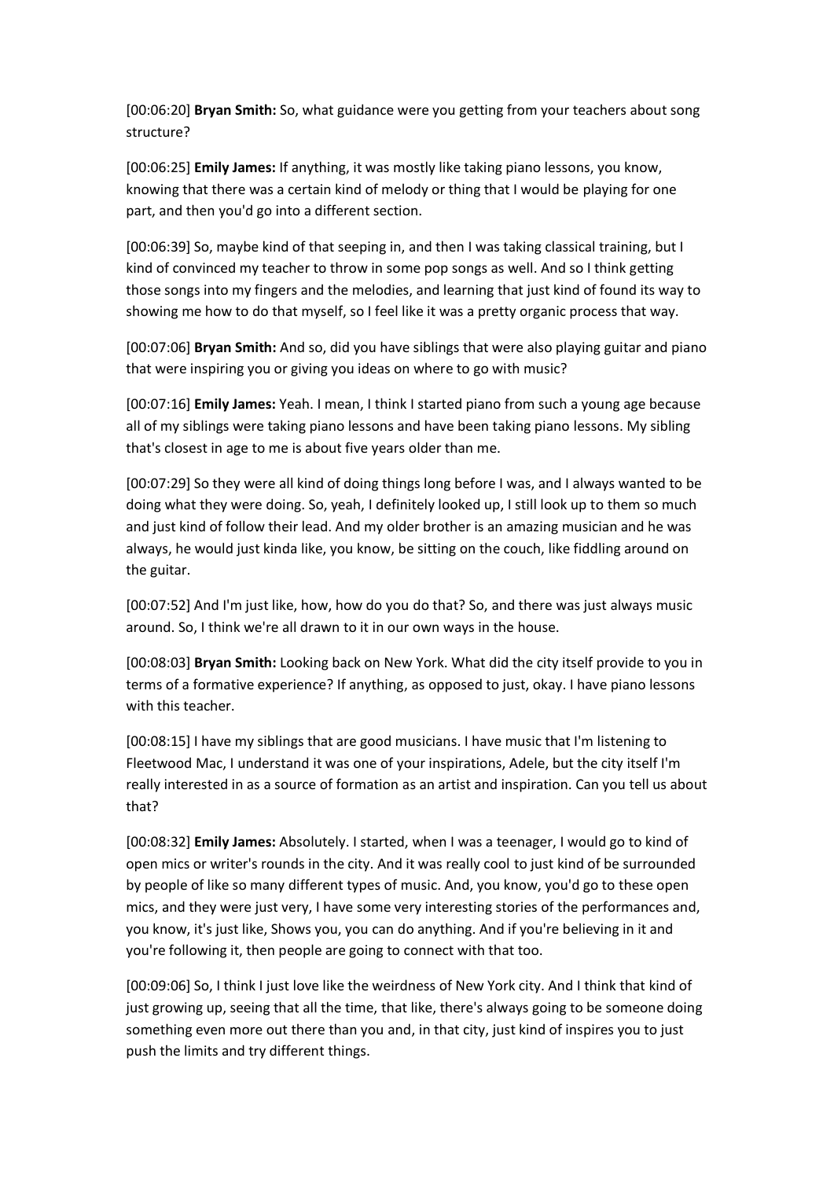[00:06:20] **Bryan Smith:** So, what guidance were you getting from your teachers about song structure?

[00:06:25] **Emily James:** If anything, it was mostly like taking piano lessons, you know, knowing that there was a certain kind of melody or thing that I would be playing for one part, and then you'd go into a different section.

[00:06:39] So, maybe kind of that seeping in, and then I was taking classical training, but I kind of convinced my teacher to throw in some pop songs as well. And so I think getting those songs into my fingers and the melodies, and learning that just kind of found its way to showing me how to do that myself, so I feel like it was a pretty organic process that way.

[00:07:06] **Bryan Smith:** And so, did you have siblings that were also playing guitar and piano that were inspiring you or giving you ideas on where to go with music?

[00:07:16] **Emily James:** Yeah. I mean, I think I started piano from such a young age because all of my siblings were taking piano lessons and have been taking piano lessons. My sibling that's closest in age to me is about five years older than me.

[00:07:29] So they were all kind of doing things long before I was, and I always wanted to be doing what they were doing. So, yeah, I definitely looked up, I still look up to them so much and just kind of follow their lead. And my older brother is an amazing musician and he was always, he would just kinda like, you know, be sitting on the couch, like fiddling around on the guitar.

[00:07:52] And I'm just like, how, how do you do that? So, and there was just always music around. So, I think we're all drawn to it in our own ways in the house.

[00:08:03] **Bryan Smith:** Looking back on New York. What did the city itself provide to you in terms of a formative experience? If anything, as opposed to just, okay. I have piano lessons with this teacher.

[00:08:15] I have my siblings that are good musicians. I have music that I'm listening to Fleetwood Mac, I understand it was one of your inspirations, Adele, but the city itself I'm really interested in as a source of formation as an artist and inspiration. Can you tell us about that?

[00:08:32] **Emily James:** Absolutely. I started, when I was a teenager, I would go to kind of open mics or writer's rounds in the city. And it was really cool to just kind of be surrounded by people of like so many different types of music. And, you know, you'd go to these open mics, and they were just very, I have some very interesting stories of the performances and, you know, it's just like, Shows you, you can do anything. And if you're believing in it and you're following it, then people are going to connect with that too.

[00:09:06] So, I think I just love like the weirdness of New York city. And I think that kind of just growing up, seeing that all the time, that like, there's always going to be someone doing something even more out there than you and, in that city, just kind of inspires you to just push the limits and try different things.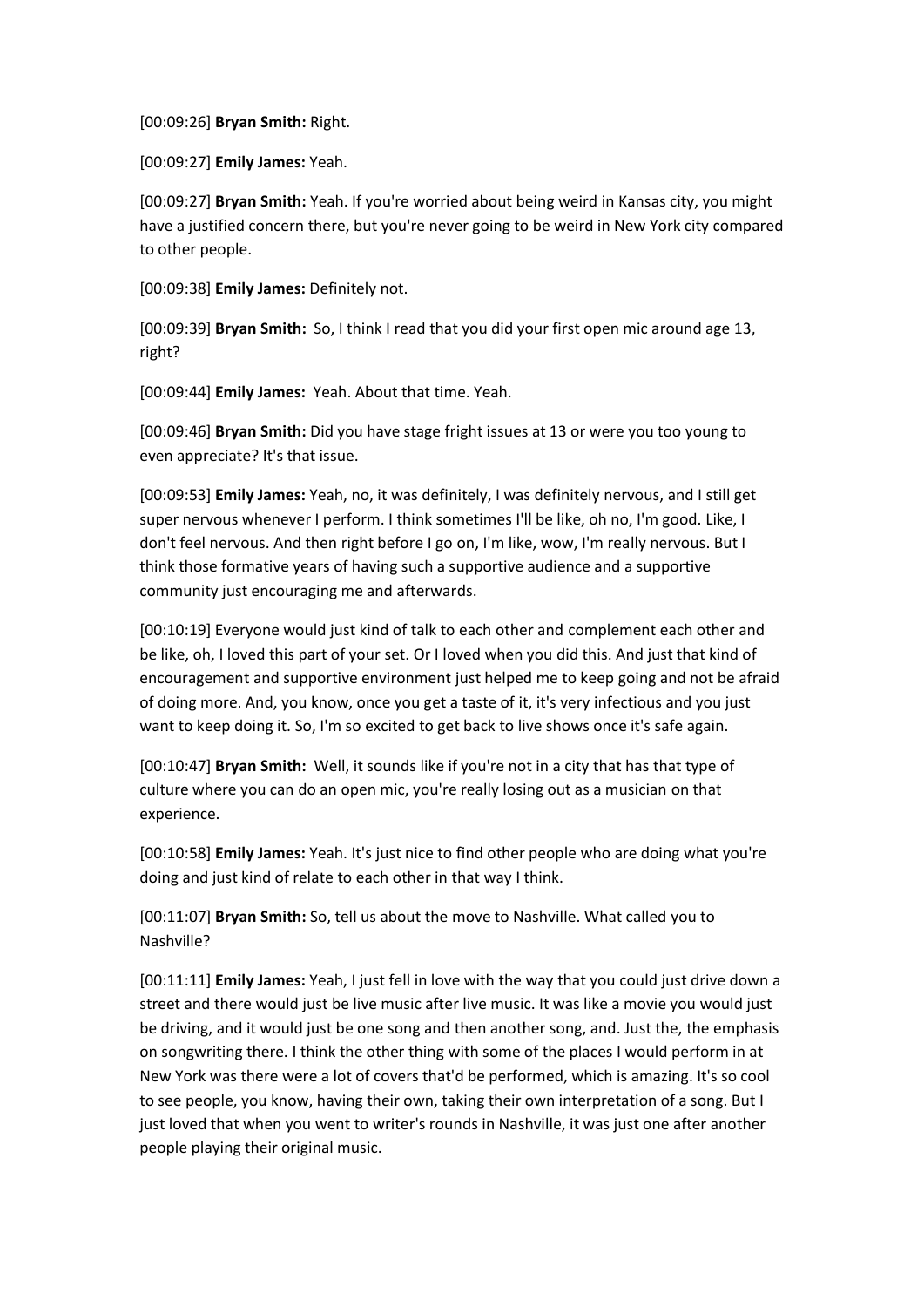[00:09:26] **Bryan Smith:** Right.

[00:09:27] **Emily James:** Yeah.

[00:09:27] **Bryan Smith:** Yeah. If you're worried about being weird in Kansas city, you might have a justified concern there, but you're never going to be weird in New York city compared to other people.

[00:09:38] **Emily James:** Definitely not.

[00:09:39] **Bryan Smith:** So, I think I read that you did your first open mic around age 13, right?

[00:09:44] **Emily James:** Yeah. About that time. Yeah.

[00:09:46] **Bryan Smith:** Did you have stage fright issues at 13 or were you too young to even appreciate? It's that issue.

[00:09:53] **Emily James:** Yeah, no, it was definitely, I was definitely nervous, and I still get super nervous whenever I perform. I think sometimes I'll be like, oh no, I'm good. Like, I don't feel nervous. And then right before I go on, I'm like, wow, I'm really nervous. But I think those formative years of having such a supportive audience and a supportive community just encouraging me and afterwards.

[00:10:19] Everyone would just kind of talk to each other and complement each other and be like, oh, I loved this part of your set. Or I loved when you did this. And just that kind of encouragement and supportive environment just helped me to keep going and not be afraid of doing more. And, you know, once you get a taste of it, it's very infectious and you just want to keep doing it. So, I'm so excited to get back to live shows once it's safe again.

[00:10:47] **Bryan Smith:** Well, it sounds like if you're not in a city that has that type of culture where you can do an open mic, you're really losing out as a musician on that experience.

[00:10:58] **Emily James:** Yeah. It's just nice to find other people who are doing what you're doing and just kind of relate to each other in that way I think.

[00:11:07] **Bryan Smith:** So, tell us about the move to Nashville. What called you to Nashville?

[00:11:11] **Emily James:** Yeah, I just fell in love with the way that you could just drive down a street and there would just be live music after live music. It was like a movie you would just be driving, and it would just be one song and then another song, and. Just the, the emphasis on songwriting there. I think the other thing with some of the places I would perform in at New York was there were a lot of covers that'd be performed, which is amazing. It's so cool to see people, you know, having their own, taking their own interpretation of a song. But I just loved that when you went to writer's rounds in Nashville, it was just one after another people playing their original music.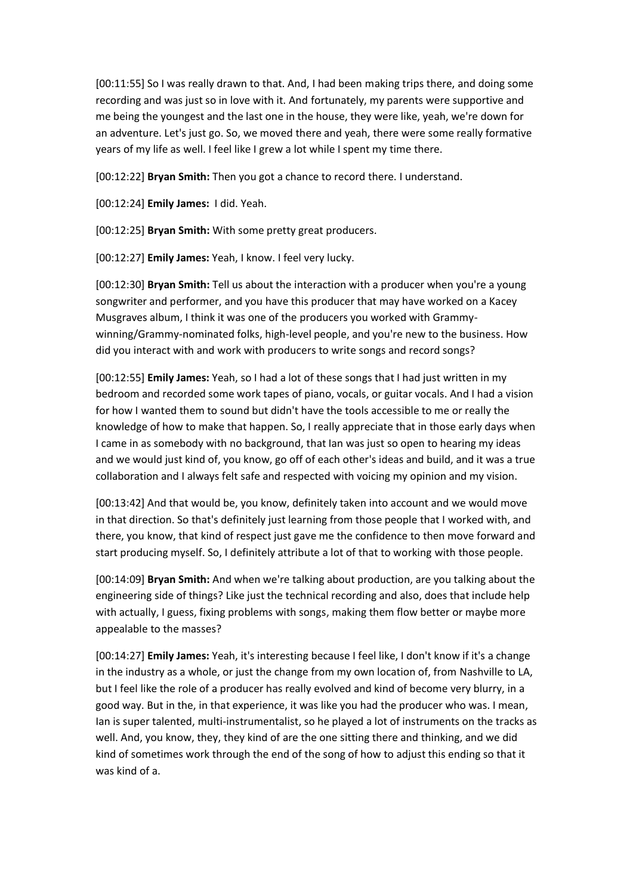[00:11:55] So I was really drawn to that. And, I had been making trips there, and doing some recording and was just so in love with it. And fortunately, my parents were supportive and me being the youngest and the last one in the house, they were like, yeah, we're down for an adventure. Let's just go. So, we moved there and yeah, there were some really formative years of my life as well. I feel like I grew a lot while I spent my time there.

[00:12:22] **Bryan Smith:** Then you got a chance to record there. I understand.

[00:12:24] **Emily James:** I did. Yeah.

[00:12:25] **Bryan Smith:** With some pretty great producers.

[00:12:27] **Emily James:** Yeah, I know. I feel very lucky.

[00:12:30] **Bryan Smith:** Tell us about the interaction with a producer when you're a young songwriter and performer, and you have this producer that may have worked on a Kacey Musgraves album, I think it was one of the producers you worked with Grammy-winning/Grammy-nominated folks, high-level people, and you're new to the business. How did you interact with and work with producers to write songs and record songs?

[00:12:55] **Emily James:** Yeah, so I had a lot of these songs that I had just written in my bedroom and recorded some work tapes of piano, vocals, or guitar vocals. And I had a vision for how I wanted them to sound but didn't have the tools accessible to me or really the knowledge of how to make that happen. So, I really appreciate that in those early days when I came in as somebody with no background, that Ian was just so open to hearing my ideas and we would just kind of, you know, go off of each other's ideas and build, and it was a true collaboration and I always felt safe and respected with voicing my opinion and my vision.

[00:13:42] And that would be, you know, definitely taken into account and we would move in that direction. So that's definitely just learning from those people that I worked with, and there, you know, that kind of respect just gave me the confidence to then move forward and start producing myself. So, I definitely attribute a lot of that to working with those people.

[00:14:09] **Bryan Smith:** And when we're talking about production, are you talking about the engineering side of things? Like just the technical recording and also, does that include help with actually, I guess, fixing problems with songs, making them flow better or maybe more appealable to the masses?

[00:14:27] **Emily James:** Yeah, it's interesting because I feel like, I don't know if it's a change in the industry as a whole, or just the change from my own location of, from Nashville to LA, but I feel like the role of a producer has really evolved and kind of become very blurry, in a good way. But in the, in that experience, it was like you had the producer who was. I mean, Ian is super talented, multi-instrumentalist, so he played a lot of instruments on the tracks as well. And, you know, they, they kind of are the one sitting there and thinking, and we did kind of sometimes work through the end of the song of how to adjust this ending so that it was kind of a.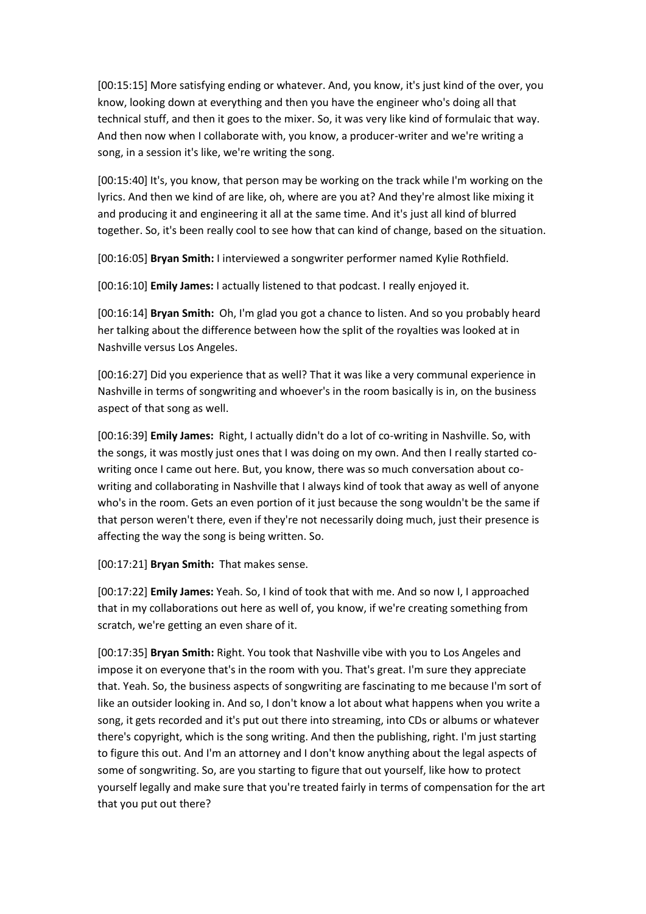[00:15:15] More satisfying ending or whatever. And, you know, it's just kind of the over, you know, looking down at everything and then you have the engineer who's doing all that technical stuff, and then it goes to the mixer. So, it was very like kind of formulaic that way. And then now when I collaborate with, you know, a producer-writer and we're writing a song, in a session it's like, we're writing the song.

[00:15:40] It's, you know, that person may be working on the track while I'm working on the lyrics. And then we kind of are like, oh, where are you at? And they're almost like mixing it and producing it and engineering it all at the same time. And it's just all kind of blurred together. So, it's been really cool to see how that can kind of change, based on the situation.

[00:16:05] **Bryan Smith:** I interviewed a songwriter performer named Kylie Rothfield.

[00:16:10] **Emily James:** I actually listened to that podcast. I really enjoyed it.

[00:16:14] **Bryan Smith:** Oh, I'm glad you got a chance to listen. And so you probably heard her talking about the difference between how the split of the royalties was looked at in Nashville versus Los Angeles.

[00:16:27] Did you experience that as well? That it was like a very communal experience in Nashville in terms of songwriting and whoever's in the room basically is in, on the business aspect of that song as well.

[00:16:39] **Emily James:** Right, I actually didn't do a lot of co-writing in Nashville. So, with the songs, it was mostly just ones that I was doing on my own. And then I really started co-writing once I came out here. But, you know, there was so much conversation about co-writing and collaborating in Nashville that I always kind of took that away as well of anyone who's in the room. Gets an even portion of it just because the song wouldn't be the same if that person weren't there, even if they're not necessarily doing much, just their presence is affecting the way the song is being written. So.

[00:17:21] **Bryan Smith:** That makes sense.

[00:17:22] **Emily James:** Yeah. So, I kind of took that with me. And so now I, I approached that in my collaborations out here as well of, you know, if we're creating something from scratch, we're getting an even share of it.

[00:17:35] **Bryan Smith:** Right. You took that Nashville vibe with you to Los Angeles and impose it on everyone that's in the room with you. That's great. I'm sure they appreciate that. Yeah. So, the business aspects of songwriting are fascinating to me because I'm sort of like an outsider looking in. And so, I don't know a lot about what happens when you write a song, it gets recorded and it's put out there into streaming, into CDs or albums or whatever there's copyright, which is the song writing. And then the publishing, right. I'm just starting to figure this out. And I'm an attorney and I don't know anything about the legal aspects of some of songwriting. So, are you starting to figure that out yourself, like how to protect yourself legally and make sure that you're treated fairly in terms of compensation for the art that you put out there?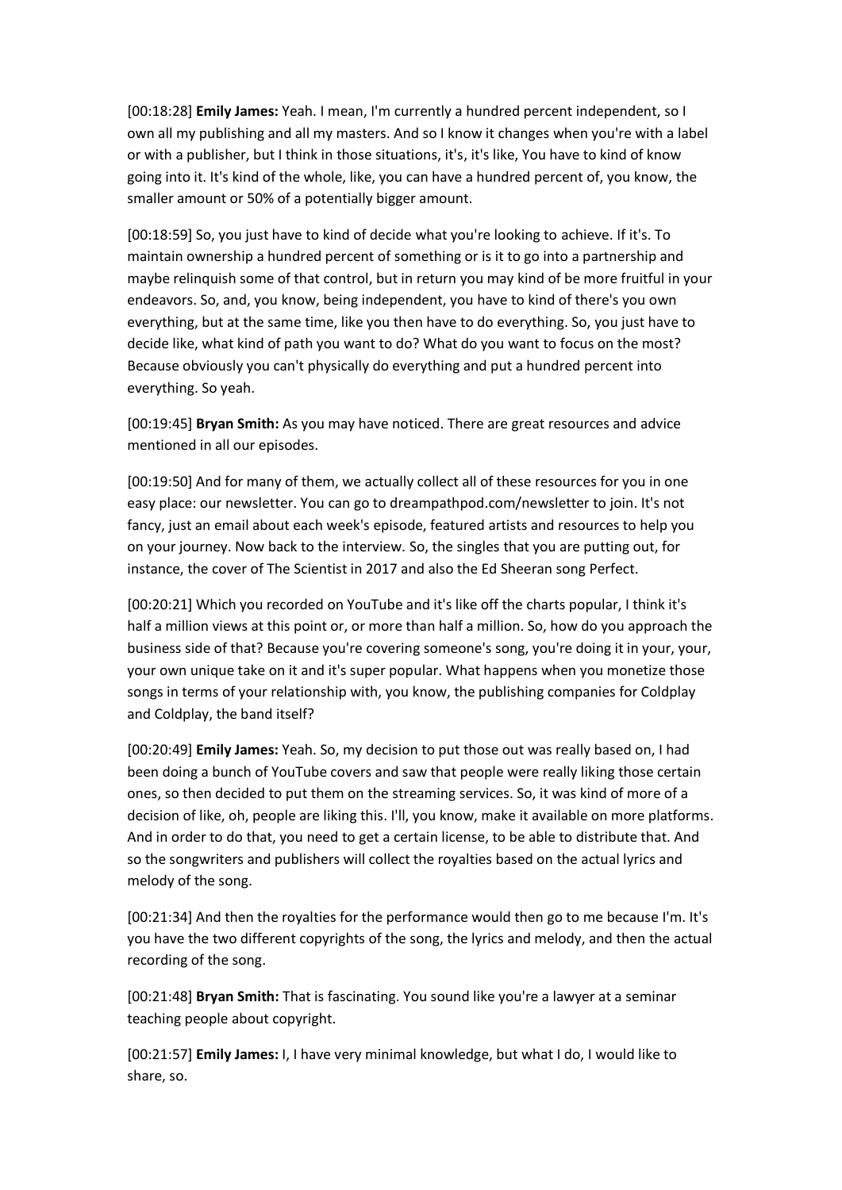[00:18:28] **Emily James:** Yeah. I mean, I'm currently a hundred percent independent, so I own all my publishing and all my masters. And so I know it changes when you're with a label or with a publisher, but I think in those situations, it's, it's like, You have to kind of know going into it. It's kind of the whole, like, you can have a hundred percent of, you know, the smaller amount or 50% of a potentially bigger amount.

[00:18:59] So, you just have to kind of decide what you're looking to achieve. If it's. To maintain ownership a hundred percent of something or is it to go into a partnership and maybe relinquish some of that control, but in return you may kind of be more fruitful in your endeavors. So, and, you know, being independent, you have to kind of there's you own everything, but at the same time, like you then have to do everything. So, you just have to decide like, what kind of path you want to do? What do you want to focus on the most? Because obviously you can't physically do everything and put a hundred percent into everything. So yeah.

[00:19:45] **Bryan Smith:** As you may have noticed. There are great resources and advice mentioned in all our episodes.

[00:19:50] And for many of them, we actually collect all of these resources for you in one easy place: our newsletter. You can go to dreampathpod.com/newsletter to join. It's not fancy, just an email about each week's episode, featured artists and resources to help you on your journey. Now back to the interview. So, the singles that you are putting out, for instance, the cover of The Scientist in 2017 and also the Ed Sheeran song Perfect.

[00:20:21] Which you recorded on YouTube and it's like off the charts popular, I think it's half a million views at this point or, or more than half a million. So, how do you approach the business side of that? Because you're covering someone's song, you're doing it in your, your, your own unique take on it and it's super popular. What happens when you monetize those songs in terms of your relationship with, you know, the publishing companies for Coldplay and Coldplay, the band itself?

[00:20:49] **Emily James:** Yeah. So, my decision to put those out was really based on, I had been doing a bunch of YouTube covers and saw that people were really liking those certain ones, so then decided to put them on the streaming services. So, it was kind of more of a decision of like, oh, people are liking this. I'll, you know, make it available on more platforms. And in order to do that, you need to get a certain license, to be able to distribute that. And so the songwriters and publishers will collect the royalties based on the actual lyrics and melody of the song.

[00:21:34] And then the royalties for the performance would then go to me because I'm. It's you have the two different copyrights of the song, the lyrics and melody, and then the actual recording of the song.

[00:21:48] **Bryan Smith:** That is fascinating. You sound like you're a lawyer at a seminar teaching people about copyright.

[00:21:57] **Emily James:** I, I have very minimal knowledge, but what I do, I would like to share, so.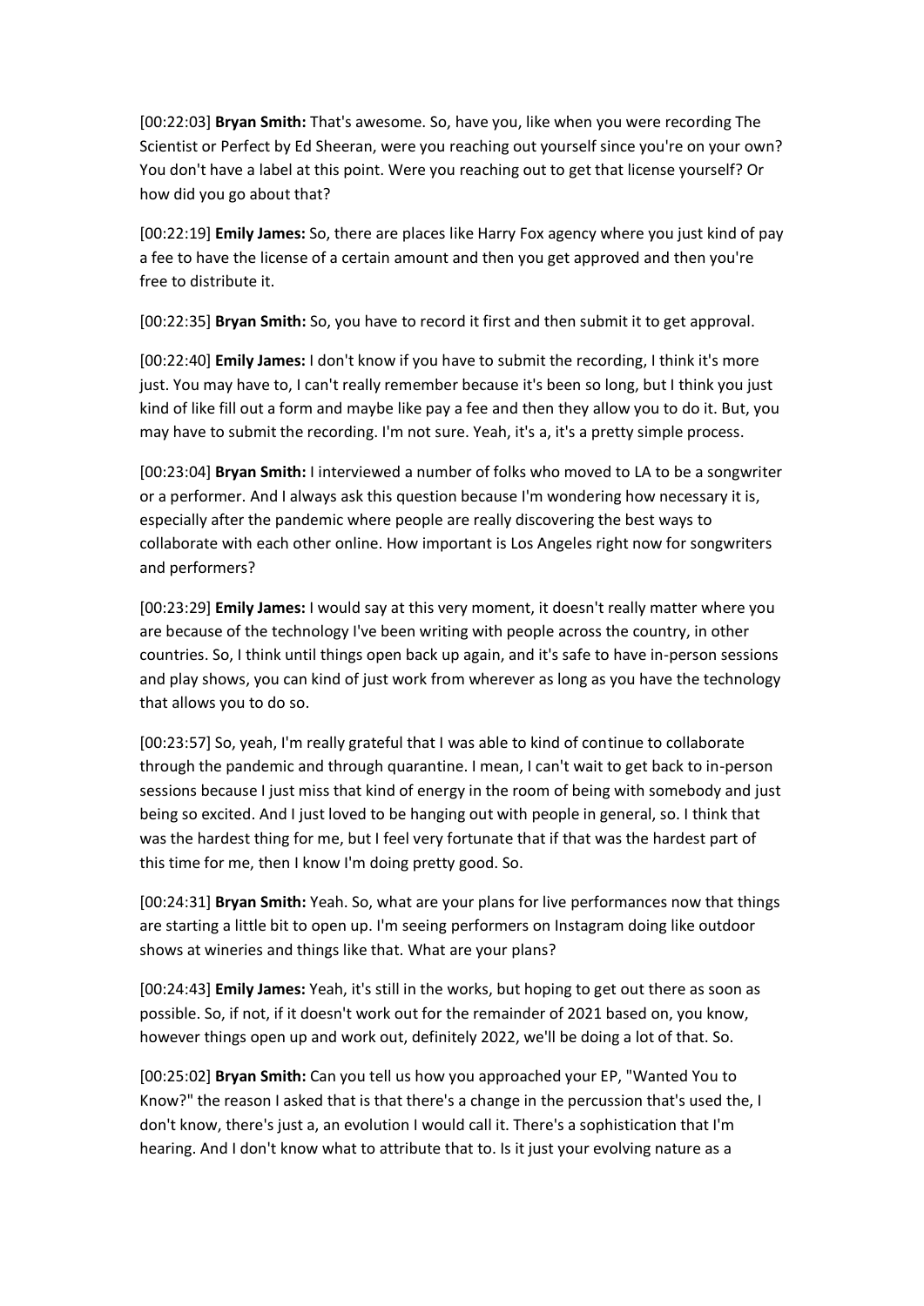[00:22:03] **Bryan Smith:** That's awesome. So, have you, like when you were recording The Scientist or Perfect by Ed Sheeran, were you reaching out yourself since you're on your own? You don't have a label at this point. Were you reaching out to get that license yourself? Or how did you go about that?

[00:22:19] **Emily James:** So, there are places like Harry Fox agency where you just kind of pay a fee to have the license of a certain amount and then you get approved and then you're free to distribute it.

[00:22:35] **Bryan Smith:** So, you have to record it first and then submit it to get approval.

[00:22:40] **Emily James:** I don't know if you have to submit the recording, I think it's more just. You may have to, I can't really remember because it's been so long, but I think you just kind of like fill out a form and maybe like pay a fee and then they allow you to do it. But, you may have to submit the recording. I'm not sure. Yeah, it's a, it's a pretty simple process.

[00:23:04] **Bryan Smith:** I interviewed a number of folks who moved to LA to be a songwriter or a performer. And I always ask this question because I'm wondering how necessary it is, especially after the pandemic where people are really discovering the best ways to collaborate with each other online. How important is Los Angeles right now for songwriters and performers?

[00:23:29] **Emily James:** I would say at this very moment, it doesn't really matter where you are because of the technology I've been writing with people across the country, in other countries. So, I think until things open back up again, and it's safe to have in-person sessions and play shows, you can kind of just work from wherever as long as you have the technology that allows you to do so.

[00:23:57] So, yeah, I'm really grateful that I was able to kind of continue to collaborate through the pandemic and through quarantine. I mean, I can't wait to get back to in-person sessions because I just miss that kind of energy in the room of being with somebody and just being so excited. And I just loved to be hanging out with people in general, so. I think that was the hardest thing for me, but I feel very fortunate that if that was the hardest part of this time for me, then I know I'm doing pretty good. So.

[00:24:31] **Bryan Smith:** Yeah. So, what are your plans for live performances now that things are starting a little bit to open up. I'm seeing performers on Instagram doing like outdoor shows at wineries and things like that. What are your plans?

[00:24:43] **Emily James:** Yeah, it's still in the works, but hoping to get out there as soon as possible. So, if not, if it doesn't work out for the remainder of 2021 based on, you know, however things open up and work out, definitely 2022, we'll be doing a lot of that. So.

[00:25:02] **Bryan Smith:** Can you tell us how you approached your EP, "Wanted You to Know?" the reason I asked that is that there's a change in the percussion that's used the, I don't know, there's just a, an evolution I would call it. There's a sophistication that I'm hearing. And I don't know what to attribute that to. Is it just your evolving nature as a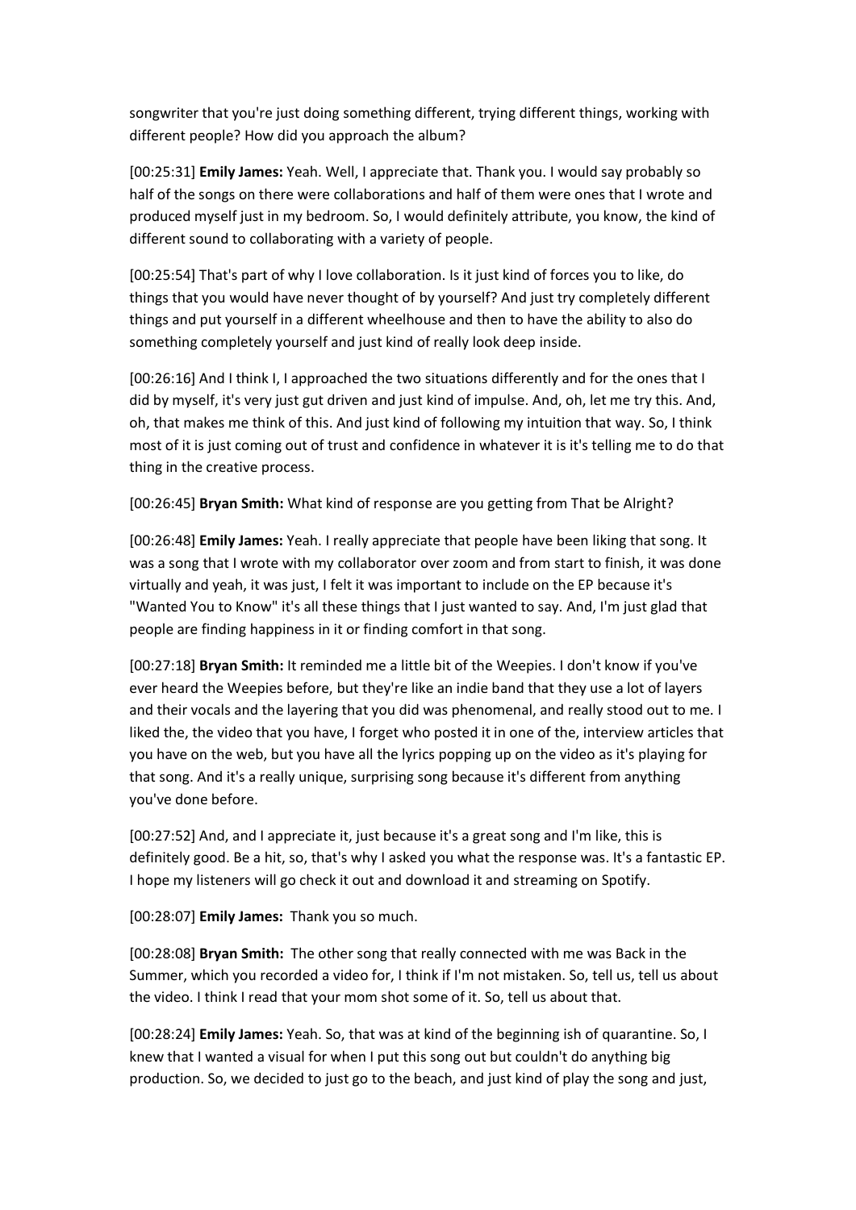songwriter that you're just doing something different, trying different things, working with different people? How did you approach the album?

[00:25:31] **Emily James:** Yeah. Well, I appreciate that. Thank you. I would say probably so half of the songs on there were collaborations and half of them were ones that I wrote and produced myself just in my bedroom. So, I would definitely attribute, you know, the kind of different sound to collaborating with a variety of people.

[00:25:54] That's part of why I love collaboration. Is it just kind of forces you to like, do things that you would have never thought of by yourself? And just try completely different things and put yourself in a different wheelhouse and then to have the ability to also do something completely yourself and just kind of really look deep inside.

[00:26:16] And I think I, I approached the two situations differently and for the ones that I did by myself, it's very just gut driven and just kind of impulse. And, oh, let me try this. And, oh, that makes me think of this. And just kind of following my intuition that way. So, I think most of it is just coming out of trust and confidence in whatever it is it's telling me to do that thing in the creative process.

[00:26:45] **Bryan Smith:** What kind of response are you getting from That be Alright?

[00:26:48] **Emily James:** Yeah. I really appreciate that people have been liking that song. It was a song that I wrote with my collaborator over zoom and from start to finish, it was done virtually and yeah, it was just, I felt it was important to include on the EP because it's "Wanted You to Know" it's all these things that I just wanted to say. And, I'm just glad that people are finding happiness in it or finding comfort in that song.

[00:27:18] **Bryan Smith:** It reminded me a little bit of the Weepies. I don't know if you've ever heard the Weepies before, but they're like an indie band that they use a lot of layers and their vocals and the layering that you did was phenomenal, and really stood out to me. I liked the, the video that you have, I forget who posted it in one of the, interview articles that you have on the web, but you have all the lyrics popping up on the video as it's playing for that song. And it's a really unique, surprising song because it's different from anything you've done before.

[00:27:52] And, and I appreciate it, just because it's a great song and I'm like, this is definitely good. Be a hit, so, that's why I asked you what the response was. It's a fantastic EP. I hope my listeners will go check it out and download it and streaming on Spotify.

[00:28:07] **Emily James:** Thank you so much.

[00:28:08] **Bryan Smith:** The other song that really connected with me was Back in the Summer, which you recorded a video for, I think if I'm not mistaken. So, tell us, tell us about the video. I think I read that your mom shot some of it. So, tell us about that.

[00:28:24] **Emily James:** Yeah. So, that was at kind of the beginning ish of quarantine. So, I knew that I wanted a visual for when I put this song out but couldn't do anything big production. So, we decided to just go to the beach, and just kind of play the song and just,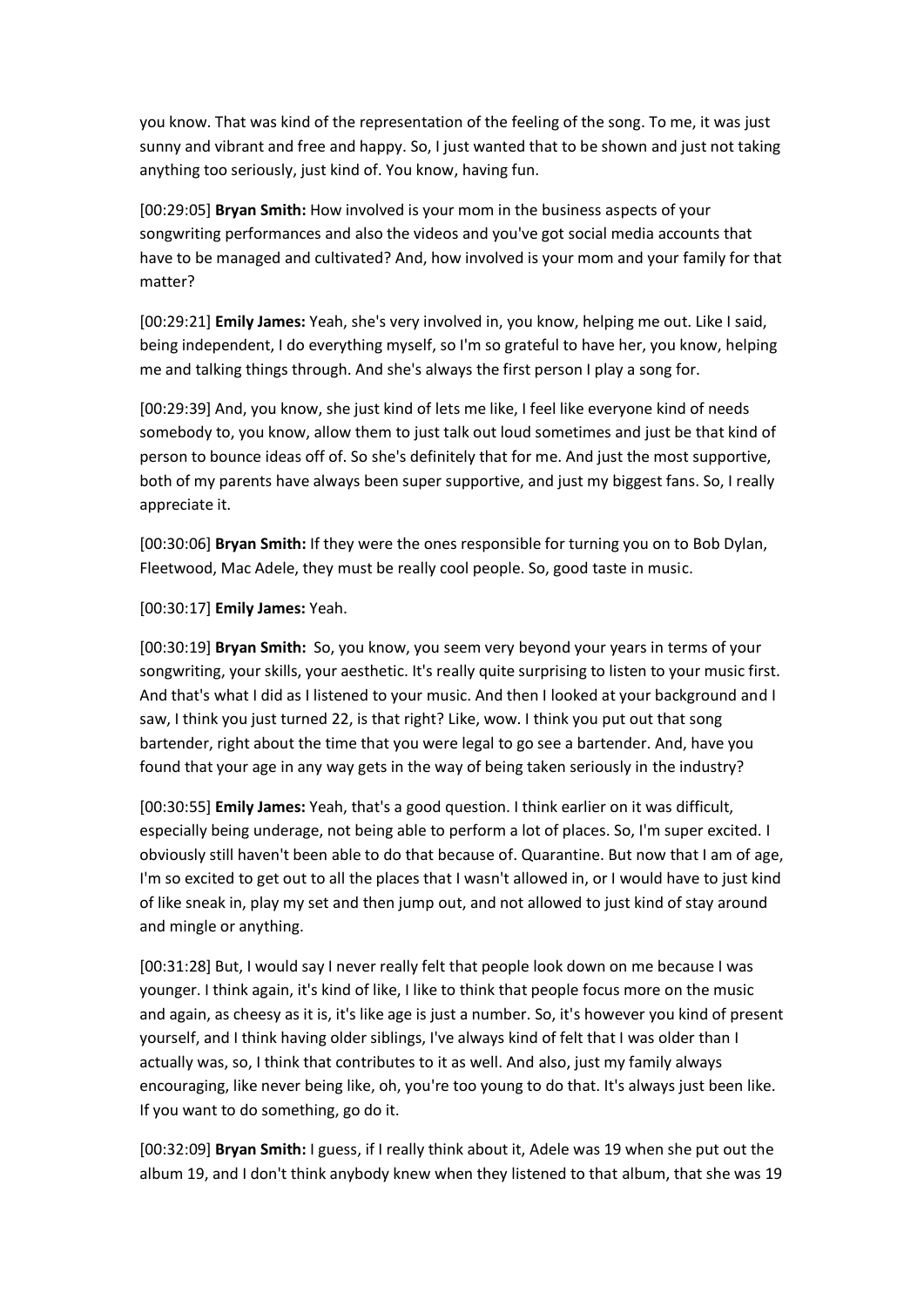you know. That was kind of the representation of the feeling of the song. To me, it was just sunny and vibrant and free and happy. So, I just wanted that to be shown and just not taking anything too seriously, just kind of. You know, having fun.

[00:29:05] **Bryan Smith:** How involved is your mom in the business aspects of your songwriting performances and also the videos and you've got social media accounts that have to be managed and cultivated? And, how involved is your mom and your family for that matter?

[00:29:21] **Emily James:** Yeah, she's very involved in, you know, helping me out. Like I said, being independent, I do everything myself, so I'm so grateful to have her, you know, helping me and talking things through. And she's always the first person I play a song for.

[00:29:39] And, you know, she just kind of lets me like, I feel like everyone kind of needs somebody to, you know, allow them to just talk out loud sometimes and just be that kind of person to bounce ideas off of. So she's definitely that for me. And just the most supportive, both of my parents have always been super supportive, and just my biggest fans. So, I really appreciate it.

[00:30:06] **Bryan Smith:** If they were the ones responsible for turning you on to Bob Dylan, Fleetwood, Mac Adele, they must be really cool people. So, good taste in music.

[00:30:17] **Emily James:** Yeah.

[00:30:19] **Bryan Smith:** So, you know, you seem very beyond your years in terms of your songwriting, your skills, your aesthetic. It's really quite surprising to listen to your music first. And that's what I did as I listened to your music. And then I looked at your background and I saw, I think you just turned 22, is that right? Like, wow. I think you put out that song bartender, right about the time that you were legal to go see a bartender. And, have you found that your age in any way gets in the way of being taken seriously in the industry?

[00:30:55] **Emily James:** Yeah, that's a good question. I think earlier on it was difficult, especially being underage, not being able to perform a lot of places. So, I'm super excited. I obviously still haven't been able to do that because of. Quarantine. But now that I am of age, I'm so excited to get out to all the places that I wasn't allowed in, or I would have to just kind of like sneak in, play my set and then jump out, and not allowed to just kind of stay around and mingle or anything.

[00:31:28] But, I would say I never really felt that people look down on me because I was younger. I think again, it's kind of like, I like to think that people focus more on the music and again, as cheesy as it is, it's like age is just a number. So, it's however you kind of present yourself, and I think having older siblings, I've always kind of felt that I was older than I actually was, so, I think that contributes to it as well. And also, just my family always encouraging, like never being like, oh, you're too young to do that. It's always just been like. If you want to do something, go do it.

[00:32:09] **Bryan Smith:** I guess, if I really think about it, Adele was 19 when she put out the album 19, and I don't think anybody knew when they listened to that album, that she was 19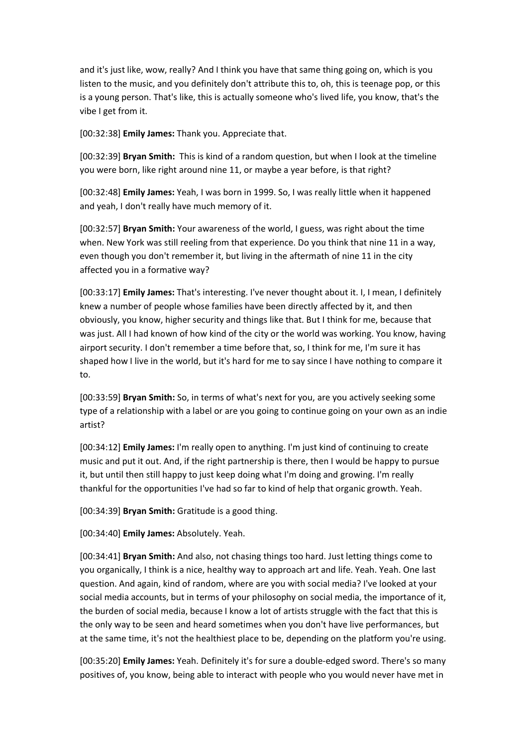and it's just like, wow, really? And I think you have that same thing going on, which is you listen to the music, and you definitely don't attribute this to, oh, this is teenage pop, or this is a young person. That's like, this is actually someone who's lived life, you know, that's the vibe I get from it.

[00:32:38] **Emily James:** Thank you. Appreciate that.

[00:32:39] **Bryan Smith:** This is kind of a random question, but when I look at the timeline you were born, like right around nine 11, or maybe a year before, is that right?

[00:32:48] **Emily James:** Yeah, I was born in 1999. So, I was really little when it happened and yeah, I don't really have much memory of it.

[00:32:57] **Bryan Smith:** Your awareness of the world, I guess, was right about the time when. New York was still reeling from that experience. Do you think that nine 11 in a way, even though you don't remember it, but living in the aftermath of nine 11 in the city affected you in a formative way?

[00:33:17] **Emily James:** That's interesting. I've never thought about it. I, I mean, I definitely knew a number of people whose families have been directly affected by it, and then obviously, you know, higher security and things like that. But I think for me, because that was just. All I had known of how kind of the city or the world was working. You know, having airport security. I don't remember a time before that, so, I think for me, I'm sure it has shaped how I live in the world, but it's hard for me to say since I have nothing to compare it to.

[00:33:59] **Bryan Smith:** So, in terms of what's next for you, are you actively seeking some type of a relationship with a label or are you going to continue going on your own as an indie artist?

[00:34:12] **Emily James:** I'm really open to anything. I'm just kind of continuing to create music and put it out. And, if the right partnership is there, then I would be happy to pursue it, but until then still happy to just keep doing what I'm doing and growing. I'm really thankful for the opportunities I've had so far to kind of help that organic growth. Yeah.

[00:34:39] **Bryan Smith:** Gratitude is a good thing.

[00:34:40] **Emily James:** Absolutely. Yeah.

[00:34:41] **Bryan Smith:** And also, not chasing things too hard. Just letting things come to you organically, I think is a nice, healthy way to approach art and life. Yeah. Yeah. One last question. And again, kind of random, where are you with social media? I've looked at your social media accounts, but in terms of your philosophy on social media, the importance of it, the burden of social media, because I know a lot of artists struggle with the fact that this is the only way to be seen and heard sometimes when you don't have live performances, but at the same time, it's not the healthiest place to be, depending on the platform you're using.

[00:35:20] **Emily James:** Yeah. Definitely it's for sure a double-edged sword. There's so many positives of, you know, being able to interact with people who you would never have met in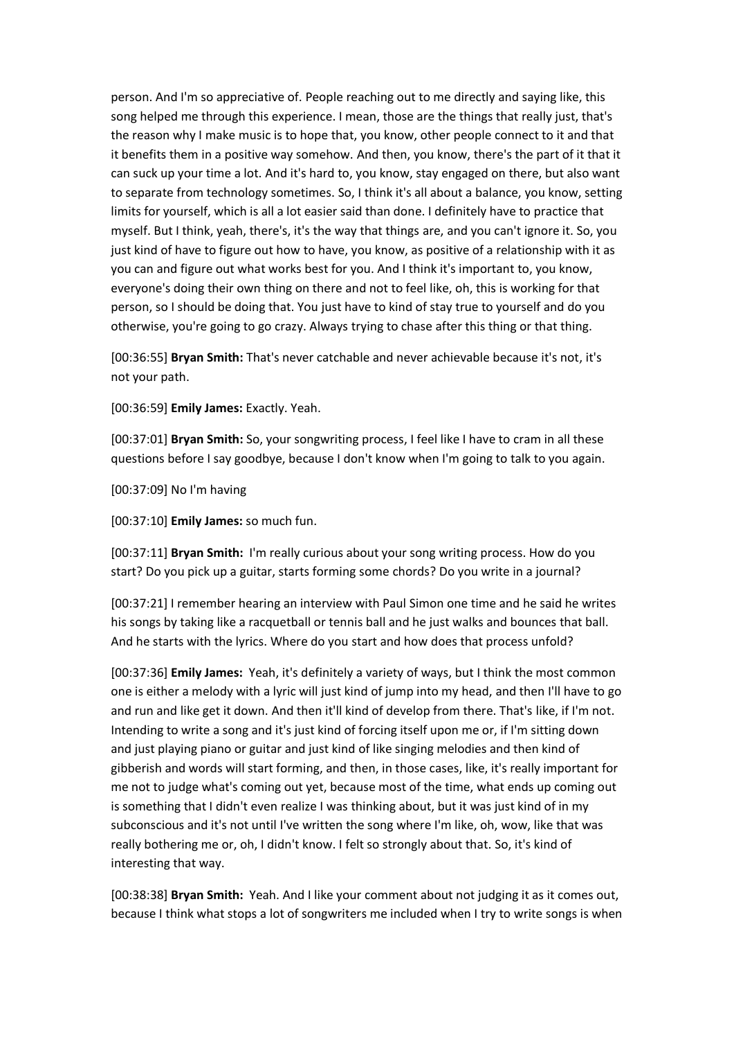person. And I'm so appreciative of. People reaching out to me directly and saying like, this song helped me through this experience. I mean, those are the things that really just, that's the reason why I make music is to hope that, you know, other people connect to it and that it benefits them in a positive way somehow. And then, you know, there's the part of it that it can suck up your time a lot. And it's hard to, you know, stay engaged on there, but also want to separate from technology sometimes. So, I think it's all about a balance, you know, setting limits for yourself, which is all a lot easier said than done. I definitely have to practice that myself. But I think, yeah, there's, it's the way that things are, and you can't ignore it. So, you just kind of have to figure out how to have, you know, as positive of a relationship with it as you can and figure out what works best for you. And I think it's important to, you know, everyone's doing their own thing on there and not to feel like, oh, this is working for that person, so I should be doing that. You just have to kind of stay true to yourself and do you otherwise, you're going to go crazy. Always trying to chase after this thing or that thing.

[00:36:55] **Bryan Smith:** That's never catchable and never achievable because it's not, it's not your path.

[00:36:59] **Emily James:** Exactly. Yeah.

[00:37:01] **Bryan Smith:** So, your songwriting process, I feel like I have to cram in all these questions before I say goodbye, because I don't know when I'm going to talk to you again.

[00:37:09] No I'm having

[00:37:10] **Emily James:** so much fun.

[00:37:11] **Bryan Smith:** I'm really curious about your song writing process. How do you start? Do you pick up a guitar, starts forming some chords? Do you write in a journal?

[00:37:21] I remember hearing an interview with Paul Simon one time and he said he writes his songs by taking like a racquetball or tennis ball and he just walks and bounces that ball. And he starts with the lyrics. Where do you start and how does that process unfold?

[00:37:36] **Emily James:** Yeah, it's definitely a variety of ways, but I think the most common one is either a melody with a lyric will just kind of jump into my head, and then I'll have to go and run and like get it down. And then it'll kind of develop from there. That's like, if I'm not. Intending to write a song and it's just kind of forcing itself upon me or, if I'm sitting down and just playing piano or guitar and just kind of like singing melodies and then kind of gibberish and words will start forming, and then, in those cases, like, it's really important for me not to judge what's coming out yet, because most of the time, what ends up coming out is something that I didn't even realize I was thinking about, but it was just kind of in my subconscious and it's not until I've written the song where I'm like, oh, wow, like that was really bothering me or, oh, I didn't know. I felt so strongly about that. So, it's kind of interesting that way.

[00:38:38] **Bryan Smith:** Yeah. And I like your comment about not judging it as it comes out, because I think what stops a lot of songwriters me included when I try to write songs is when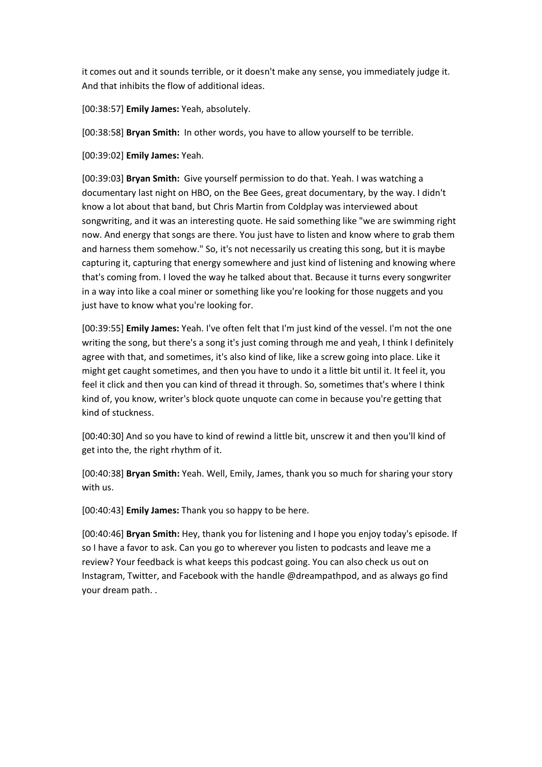it comes out and it sounds terrible, or it doesn't make any sense, you immediately judge it. And that inhibits the flow of additional ideas.

[00:38:57] **Emily James:** Yeah, absolutely.

[00:38:58] **Bryan Smith:** In other words, you have to allow yourself to be terrible.

[00:39:02] **Emily James:** Yeah.

[00:39:03] **Bryan Smith:** Give yourself permission to do that. Yeah. I was watching a documentary last night on HBO, on the Bee Gees, great documentary, by the way. I didn't know a lot about that band, but Chris Martin from Coldplay was interviewed about songwriting, and it was an interesting quote. He said something like "we are swimming right now. And energy that songs are there. You just have to listen and know where to grab them and harness them somehow." So, it's not necessarily us creating this song, but it is maybe capturing it, capturing that energy somewhere and just kind of listening and knowing where that's coming from. I loved the way he talked about that. Because it turns every songwriter in a way into like a coal miner or something like you're looking for those nuggets and you just have to know what you're looking for.

[00:39:55] **Emily James:** Yeah. I've often felt that I'm just kind of the vessel. I'm not the one writing the song, but there's a song it's just coming through me and yeah, I think I definitely agree with that, and sometimes, it's also kind of like, like a screw going into place. Like it might get caught sometimes, and then you have to undo it a little bit until it. It feel it, you feel it click and then you can kind of thread it through. So, sometimes that's where I think kind of, you know, writer's block quote unquote can come in because you're getting that kind of stuckness.

[00:40:30] And so you have to kind of rewind a little bit, unscrew it and then you'll kind of get into the, the right rhythm of it.

[00:40:38] **Bryan Smith:** Yeah. Well, Emily, James, thank you so much for sharing your story with us.

[00:40:43] **Emily James:** Thank you so happy to be here.

[00:40:46] **Bryan Smith:** Hey, thank you for listening and I hope you enjoy today's episode. If so I have a favor to ask. Can you go to wherever you listen to podcasts and leave me a review? Your feedback is what keeps this podcast going. You can also check us out on Instagram, Twitter, and Facebook with the handle @dreampathpod, and as always go find your dream path. .